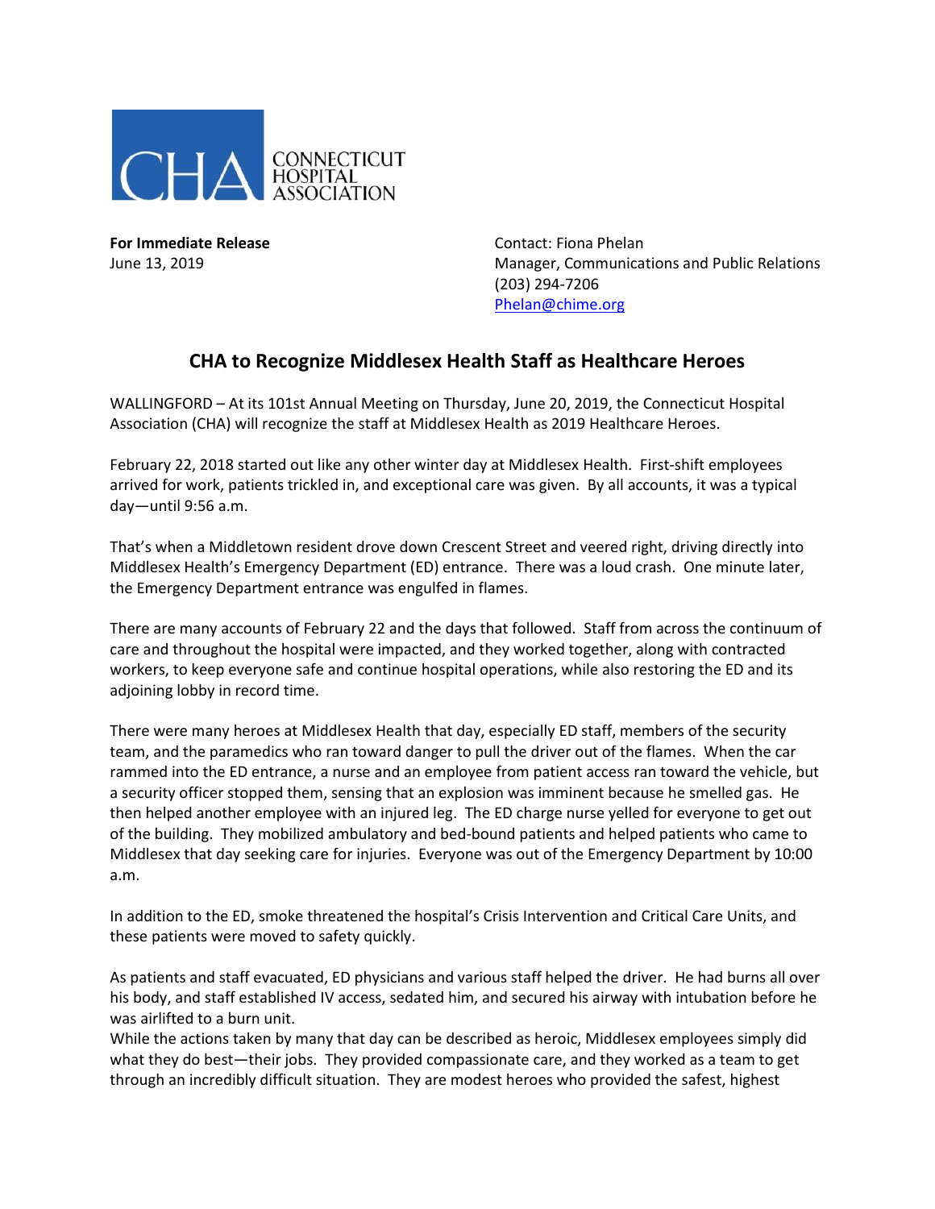CONNECTICUT HOSPITAL ASSOCIATION

**For Immediate Release**
June 13, 2019

Contact: Fiona Phelan
Manager, Communications and Public Relations
(203) 294-7206
Phelan@chime.org

## CHA to Recognize Middlesex Health Staff as Healthcare Heroes

WALLINGFORD – At its 101st Annual Meeting on Thursday, June 20, 2019, the Connecticut Hospital Association (CHA) will recognize the staff at Middlesex Health as 2019 Healthcare Heroes.

February 22, 2018 started out like any other winter day at Middlesex Health. First-shift employees arrived for work, patients trickled in, and exceptional care was given. By all accounts, it was a typical day—until 9:56 a.m.

That's when a Middletown resident drove down Crescent Street and veered right, driving directly into Middlesex Health's Emergency Department (ED) entrance. There was a loud crash. One minute later, the Emergency Department entrance was engulfed in flames.

There are many accounts of February 22 and the days that followed. Staff from across the continuum of care and throughout the hospital were impacted, and they worked together, along with contracted workers, to keep everyone safe and continue hospital operations, while also restoring the ED and its adjoining lobby in record time.

There were many heroes at Middlesex Health that day, especially ED staff, members of the security team, and the paramedics who ran toward danger to pull the driver out of the flames. When the car rammed into the ED entrance, a nurse and an employee from patient access ran toward the vehicle, but a security officer stopped them, sensing that an explosion was imminent because he smelled gas. He then helped another employee with an injured leg. The ED charge nurse yelled for everyone to get out of the building. They mobilized ambulatory and bed-bound patients and helped patients who came to Middlesex that day seeking care for injuries. Everyone was out of the Emergency Department by 10:00 a.m.

In addition to the ED, smoke threatened the hospital's Crisis Intervention and Critical Care Units, and these patients were moved to safety quickly.

As patients and staff evacuated, ED physicians and various staff helped the driver. He had burns all over his body, and staff established IV access, sedated him, and secured his airway with intubation before he was airlifted to a burn unit.

While the actions taken by many that day can be described as heroic, Middlesex employees simply did what they do best—their jobs. They provided compassionate care, and they worked as a team to get through an incredibly difficult situation. They are modest heroes who provided the safest, highest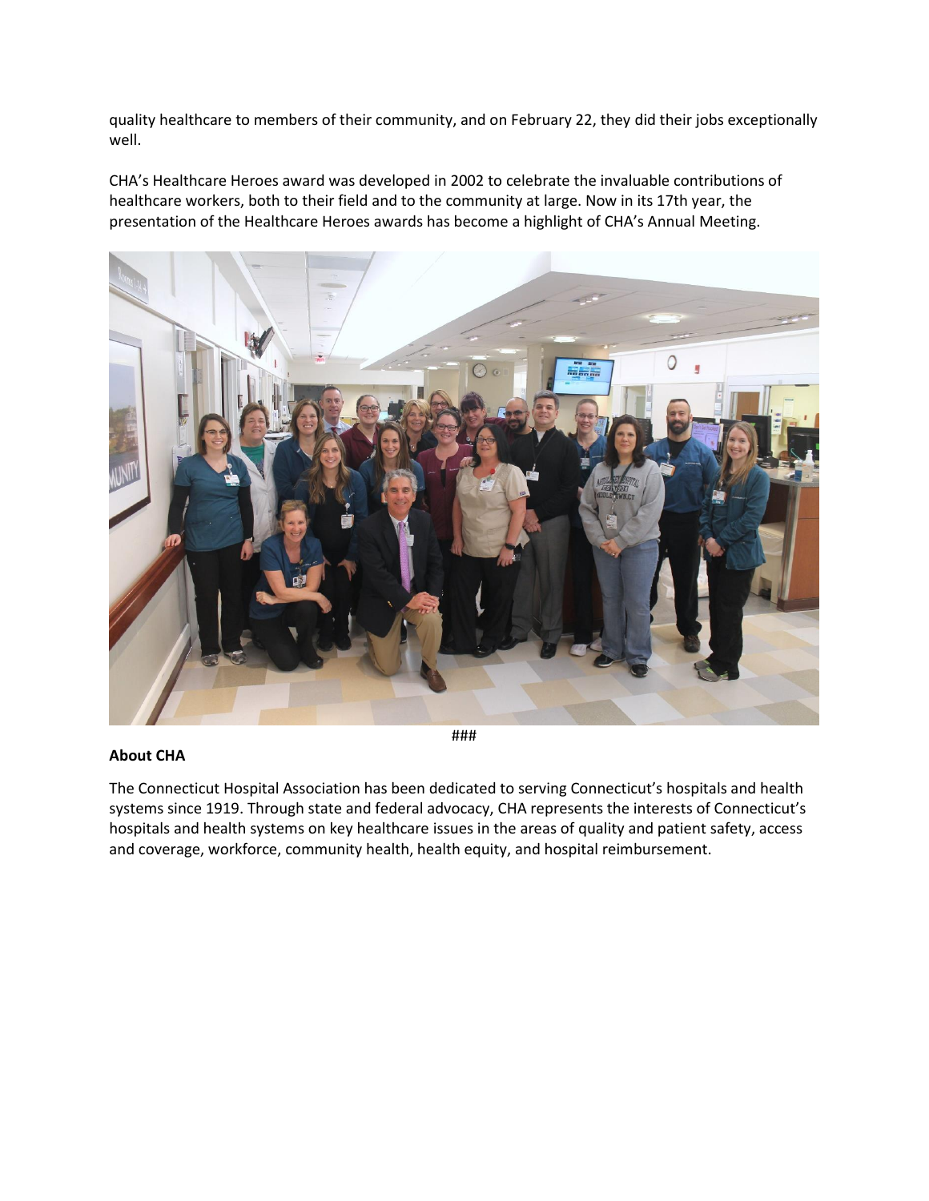quality healthcare to members of their community, and on February 22, they did their jobs exceptionally well.

CHA's Healthcare Heroes award was developed in 2002 to celebrate the invaluable contributions of healthcare workers, both to their field and to the community at large. Now in its 17th year, the presentation of the Healthcare Heroes awards has become a highlight of CHA's Annual Meeting.

###

**About CHA**

The Connecticut Hospital Association has been dedicated to serving Connecticut's hospitals and health systems since 1919. Through state and federal advocacy, CHA represents the interests of Connecticut's hospitals and health systems on key healthcare issues in the areas of quality and patient safety, access and coverage, workforce, community health, health equity, and hospital reimbursement.